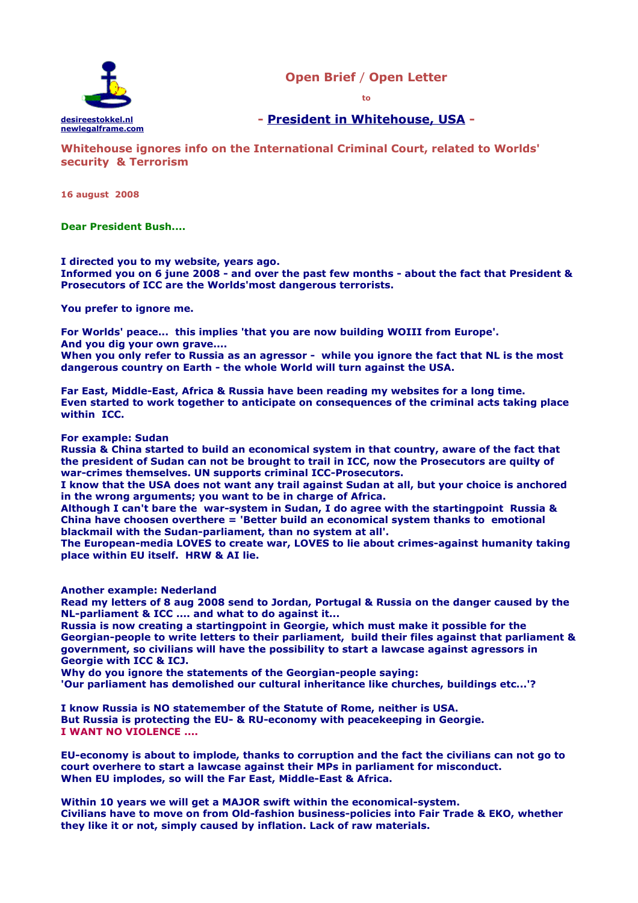desireestokkel.nl
newlegalframe.com

# Open Brief / Open Letter

to

## - President in Whitehouse, USA -

## Whitehouse ignores info on the International Criminal Court, related to Worlds' security & Terrorism

**16 august 2008**

**Dear President Bush....**

**I directed you to my website, years ago.**
**Informed you on 6 june 2008 - and over the past few months - about the fact that President & Prosecutors of ICC are the Worlds'most dangerous terrorists.**

**You prefer to ignore me.**

**For Worlds' peace... this implies 'that you are now building WOIII from Europe'.**
**And you dig your own grave....**
**When you only refer to Russia as an agressor - while you ignore the fact that NL is the most dangerous country on Earth - the whole World will turn against the USA.**

**Far East, Middle-East, Africa & Russia have been reading my websites for a long time.**
**Even started to work together to anticipate on consequences of the criminal acts taking place within ICC.**

**For example: Sudan**
**Russia & China started to build an economical system in that country, aware of the fact that the president of Sudan can not be brought to trail in ICC, now the Prosecutors are quilty of war-crimes themselves. UN supports criminal ICC-Prosecutors.**
**I know that the USA does not want any trail against Sudan at all, but your choice is anchored in the wrong arguments; you want to be in charge of Africa.**
**Although I can't bare the war-system in Sudan, I do agree with the startingpoint Russia & China have choosen overthere = 'Better build an economical system thanks to emotional blackmail with the Sudan-parliament, than no system at all'.**
**The European-media LOVES to create war, LOVES to lie about crimes-against humanity taking place within EU itself. HRW & AI lie.**

**Another example: Nederland**
**Read my letters of 8 aug 2008 send to Jordan, Portugal & Russia on the danger caused by the NL-parliament & ICC .... and what to do against it...**
**Russia is now creating a startingpoint in Georgie, which must make it possible for the Georgian-people to write letters to their parliament, build their files against that parliament & government, so civilians will have the possibility to start a lawcase against agressors in Georgie with ICC & ICJ.**
**Why do you ignore the statements of the Georgian-people saying:**
**'Our parliament has demolished our cultural inheritance like churches, buildings etc...'?**

**I know Russia is NO statemember of the Statute of Rome, neither is USA.**
**But Russia is protecting the EU- & RU-economy with peacekeeping in Georgie.**
**I WANT NO VIOLENCE ....**

**EU-economy is about to implode, thanks to corruption and the fact the civilians can not go to court overhere to start a lawcase against their MPs in parliament for misconduct.**
**When EU implodes, so will the Far East, Middle-East & Africa.**

**Within 10 years we will get a MAJOR swift within the economical-system.**
**Civilians have to move on from Old-fashion business-policies into Fair Trade & EKO, whether they like it or not, simply caused by inflation. Lack of raw materials.**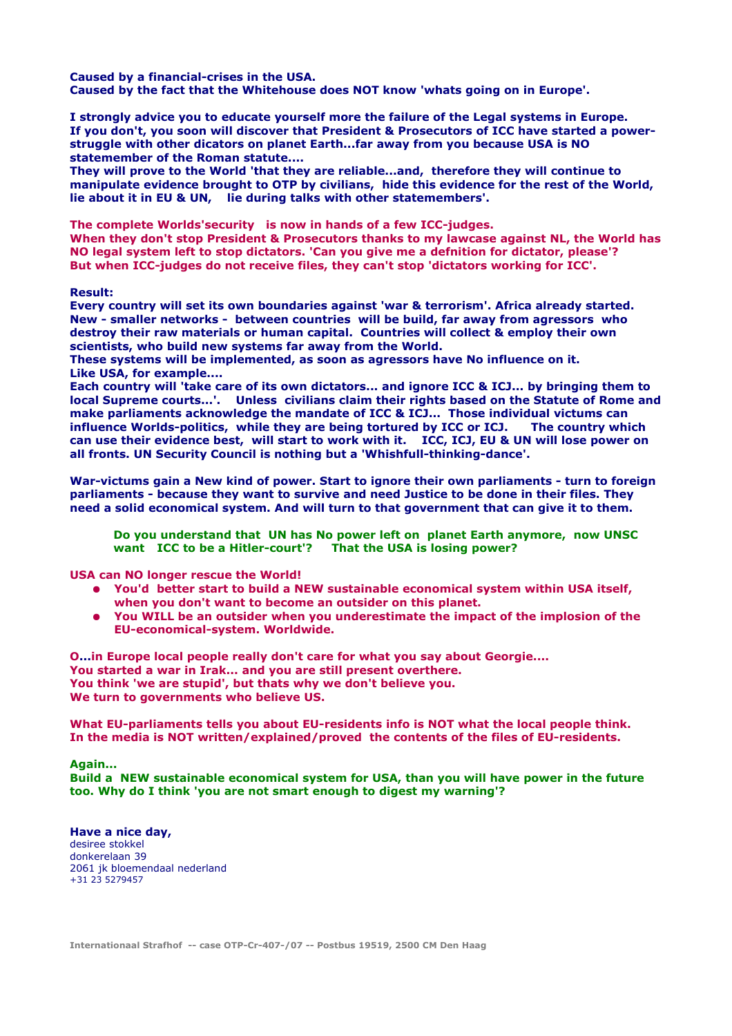**Caused by a financial-crises in the USA.**
**Caused by the fact that the Whitehouse does NOT know 'whats going on in Europe'.**

**I strongly advice you to educate yourself more the failure of the Legal systems in Europe.**
**If you don't, you soon will discover that President & Prosecutors of ICC have started a power-struggle with other dicators on planet Earth...far away from you because USA is NO statemember of the Roman statute....**
**They will prove to the World 'that they are reliable...and, therefore they will continue to manipulate evidence brought to OTP by civilians, hide this evidence for the rest of the World, lie about it in EU & UN, lie during talks with other statemembers'.**

**The complete Worlds'security is now in hands of a few ICC-judges.**
**When they don't stop President & Prosecutors thanks to my lawcase against NL, the World has NO legal system left to stop dictators. 'Can you give me a defnition for dictator, please'?**
**But when ICC-judges do not receive files, they can't stop 'dictators working for ICC'.**

**Result:**
**Every country will set its own boundaries against 'war & terrorism'. Africa already started.**
**New - smaller networks - between countries will be build, far away from agressors who destroy their raw materials or human capital. Countries will collect & employ their own scientists, who build new systems far away from the World.**
**These systems will be implemented, as soon as agressors have No influence on it.**
**Like USA, for example....**
**Each country will 'take care of its own dictators... and ignore ICC & ICJ... by bringing them to local Supreme courts...'. Unless civilians claim their rights based on the Statute of Rome and make parliaments acknowledge the mandate of ICC & ICJ... Those individual victums can influence Worlds-politics, while they are being tortured by ICC or ICJ. The country which can use their evidence best, will start to work with it. ICC, ICJ, EU & UN will lose power on all fronts. UN Security Council is nothing but a 'Whishfull-thinking-dance'.**

**War-victums gain a New kind of power. Start to ignore their own parliaments - turn to foreign parliaments - because they want to survive and need Justice to be done in their files. They need a solid economical system. And will turn to that government that can give it to them.**

> **Do you understand that UN has No power left on planet Earth anymore, now UNSC want ICC to be a Hitler-court'? That the USA is losing power?**

**USA can NO longer rescue the World!**

- **You'd better start to build a NEW sustainable economical system within USA itself, when you don't want to become an outsider on this planet.**
- **You WILL be an outsider when you underestimate the impact of the implosion of the EU-economical-system. Worldwide.**

**O...in Europe local people really don't care for what you say about Georgie....**
**You started a war in Irak... and you are still present overthere.**
**You think 'we are stupid', but thats why we don't believe you.**
**We turn to governments who believe US.**

**What EU-parliaments tells you about EU-residents info is NOT what the local people think.**
**In the media is NOT written/explained/proved the contents of the files of EU-residents.**

**Again...**
**Build a NEW sustainable economical system for USA, than you will have power in the future too. Why do I think 'you are not smart enough to digest my warning'?**

**Have a nice day,**
desiree stokkel
donkerelaan 39
2061 jk bloemendaal nederland
+31 23 5279457

**Internationaal Strafhof -- case OTP-Cr-407-/07 -- Postbus 19519, 2500 CM Den Haag**